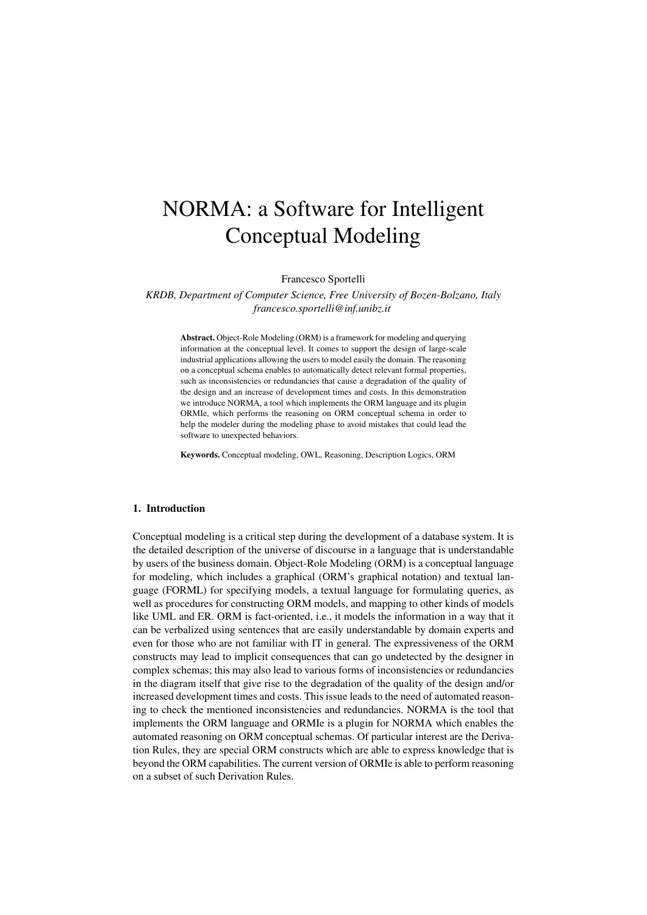# NORMA: a Software for Intelligent Conceptual Modeling

Francesco Sportelli

*KRDB, Department of Computer Science, Free University of Bozen-Bolzano, Italy*
*francesco.sportelli@inf.unibz.it*

**Abstract.** Object-Role Modeling (ORM) is a framework for modeling and querying information at the conceptual level. It comes to support the design of large-scale industrial applications allowing the users to model easily the domain. The reasoning on a conceptual schema enables to automatically detect relevant formal properties, such as inconsistencies or redundancies that cause a degradation of the quality of the design and an increase of development times and costs. In this demonstration we introduce NORMA, a tool which implements the ORM language and its plugin ORMIe, which performs the reasoning on ORM conceptual schema in order to help the modeler during the modeling phase to avoid mistakes that could lead the software to unexpected behaviors.

**Keywords.** Conceptual modeling, OWL, Reasoning, Description Logics, ORM

## 1. Introduction

Conceptual modeling is a critical step during the development of a database system. It is the detailed description of the universe of discourse in a language that is understandable by users of the business domain. Object-Role Modeling (ORM) is a conceptual language for modeling, which includes a graphical (ORM's graphical notation) and textual language (FORML) for specifying models, a textual language for formulating queries, as well as procedures for constructing ORM models, and mapping to other kinds of models like UML and ER. ORM is fact-oriented, i.e., it models the information in a way that it can be verbalized using sentences that are easily understandable by domain experts and even for those who are not familiar with IT in general. The expressiveness of the ORM constructs may lead to implicit consequences that can go undetected by the designer in complex schemas; this may also lead to various forms of inconsistencies or redundancies in the diagram itself that give rise to the degradation of the quality of the design and/or increased development times and costs. This issue leads to the need of automated reasoning to check the mentioned inconsistencies and redundancies. NORMA is the tool that implements the ORM language and ORMIe is a plugin for NORMA which enables the automated reasoning on ORM conceptual schemas. Of particular interest are the Derivation Rules, they are special ORM constructs which are able to express knowledge that is beyond the ORM capabilities. The current version of ORMIe is able to perform reasoning on a subset of such Derivation Rules.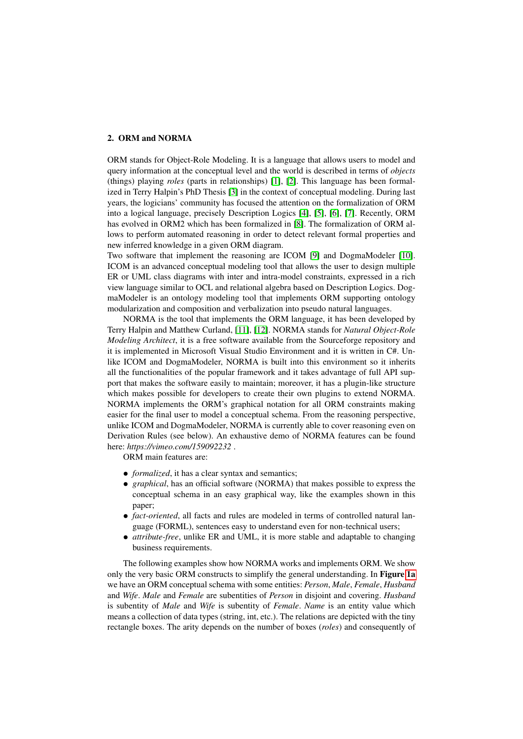## 2. ORM and NORMA

ORM stands for Object-Role Modeling. It is a language that allows users to model and query information at the conceptual level and the world is described in terms of *objects* (things) playing *roles* (parts in relationships) [1], [2]. This language has been formalized in Terry Halpin's PhD Thesis [3] in the context of conceptual modeling. During last years, the logicians' community has focused the attention on the formalization of ORM into a logical language, precisely Description Logics [4], [5], [6], [7]. Recently, ORM has evolved in ORM2 which has been formalized in [8]. The formalization of ORM allows to perform automated reasoning in order to detect relevant formal properties and new inferred knowledge in a given ORM diagram.
Two software that implement the reasoning are ICOM [9] and DogmaModeler [10]. ICOM is an advanced conceptual modeling tool that allows the user to design multiple ER or UML class diagrams with inter and intra-model constraints, expressed in a rich view language similar to OCL and relational algebra based on Description Logics. DogmaModeler is an ontology modeling tool that implements ORM supporting ontology modularization and composition and verbalization into pseudo natural languages.

NORMA is the tool that implements the ORM language, it has been developed by Terry Halpin and Matthew Curland, [11], [12]. NORMA stands for *Natural Object-Role Modeling Architect*, it is a free software available from the Sourceforge repository and it is implemented in Microsoft Visual Studio Environment and it is written in C#. Unlike ICOM and DogmaModeler, NORMA is built into this environment so it inherits all the functionalities of the popular framework and it takes advantage of full API support that makes the software easily to maintain; moreover, it has a plugin-like structure which makes possible for developers to create their own plugins to extend NORMA. NORMA implements the ORM's graphical notation for all ORM constraints making easier for the final user to model a conceptual schema. From the reasoning perspective, unlike ICOM and DogmaModeler, NORMA is currently able to cover reasoning even on Derivation Rules (see below). An exhaustive demo of NORMA features can be found here: *https://vimeo.com/159092232* .

ORM main features are:

- *formalized*, it has a clear syntax and semantics;
- *graphical*, has an official software (NORMA) that makes possible to express the conceptual schema in an easy graphical way, like the examples shown in this paper;
- *fact-oriented*, all facts and rules are modeled in terms of controlled natural language (FORML), sentences easy to understand even for non-technical users;
- *attribute-free*, unlike ER and UML, it is more stable and adaptable to changing business requirements.

The following examples show how NORMA works and implements ORM. We show only the very basic ORM constructs to simplify the general understanding. In **Figure 1a** we have an ORM conceptual schema with some entities: *Person*, *Male*, *Female*, *Husband* and *Wife*. *Male* and *Female* are subentities of *Person* in disjoint and covering. *Husband* is subentity of *Male* and *Wife* is subentity of *Female*. *Name* is an entity value which means a collection of data types (string, int, etc.). The relations are depicted with the tiny rectangle boxes. The arity depends on the number of boxes (*roles*) and consequently of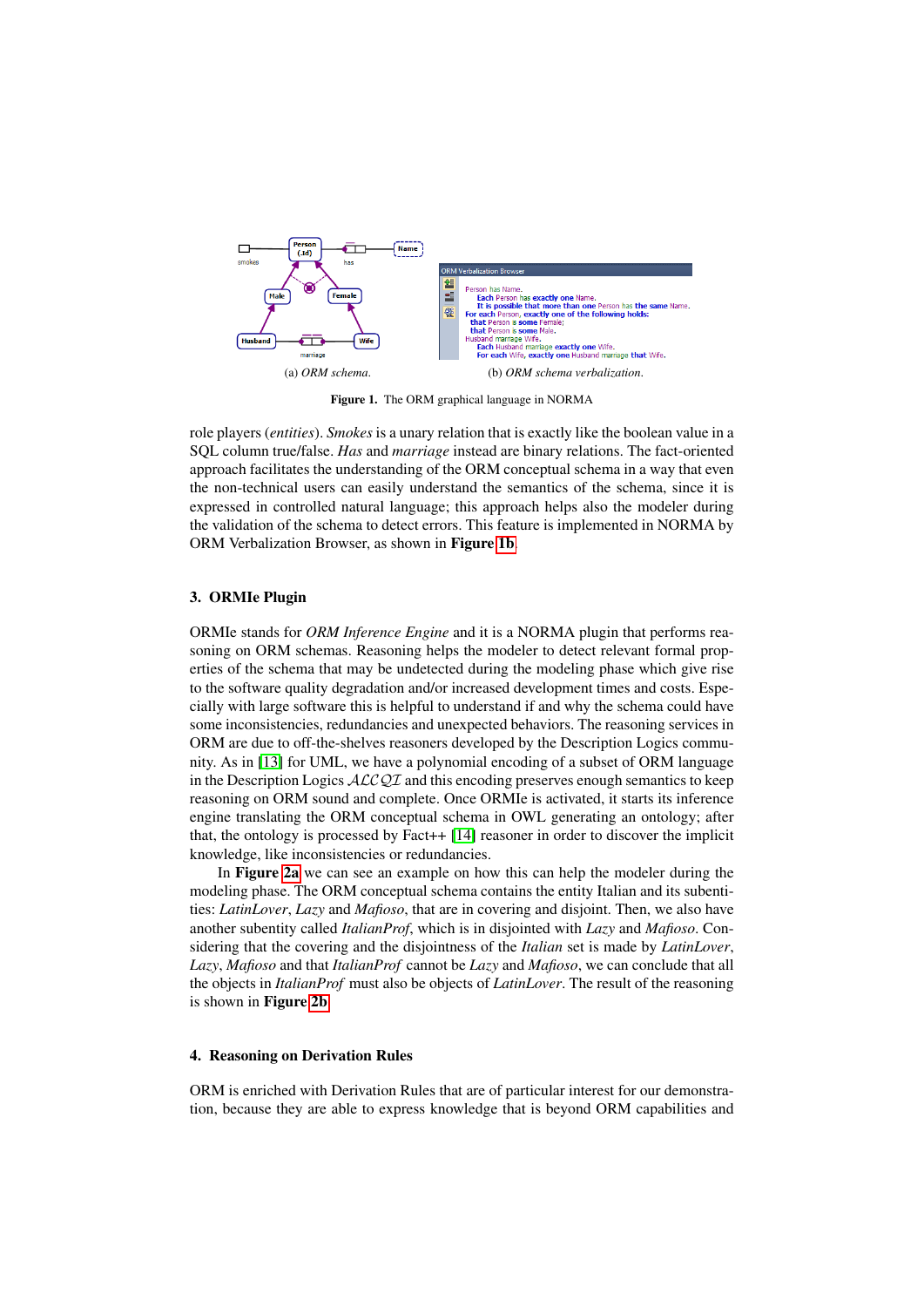(a) *ORM schema.*

(b) *ORM schema verbalization.*

**Figure 1.** The ORM graphical language in NORMA

role players (*entities*). *Smokes* is a unary relation that is exactly like the boolean value in a SQL column true/false. *Has* and *marriage* instead are binary relations. The fact-oriented approach facilitates the understanding of the ORM conceptual schema in a way that even the non-technical users can easily understand the semantics of the schema, since it is expressed in controlled natural language; this approach helps also the modeler during the validation of the schema to detect errors. This feature is implemented in NORMA by ORM Verbalization Browser, as shown in **Figure 1b**.

## 3. ORMIe Plugin

ORMIe stands for *ORM Inference Engine* and it is a NORMA plugin that performs reasoning on ORM schemas. Reasoning helps the modeler to detect relevant formal properties of the schema that may be undetected during the modeling phase which give rise to the software quality degradation and/or increased development times and costs. Especially with large software this is helpful to understand if and why the schema could have some inconsistencies, redundancies and unexpected behaviors. The reasoning services in ORM are due to off-the-shelves reasoners developed by the Description Logics community. As in [13] for UML, we have a polynomial encoding of a subset of ORM language in the Description Logics $\mathcal{ALCQI}$ and this encoding preserves enough semantics to keep reasoning on ORM sound and complete. Once ORMIe is activated, it starts its inference engine translating the ORM conceptual schema in OWL generating an ontology; after that, the ontology is processed by Fact++ [14] reasoner in order to discover the implicit knowledge, like inconsistencies or redundancies.

In **Figure 2a** we can see an example on how this can help the modeler during the modeling phase. The ORM conceptual schema contains the entity Italian and its subentities: *LatinLover*, *Lazy* and *Mafioso*, that are in covering and disjoint. Then, we also have another subentity called *ItalianProf*, which is in disjointed with *Lazy* and *Mafioso*. Considering that the covering and the disjointness of the *Italian* set is made by *LatinLover*, *Lazy*, *Mafioso* and that *ItalianProf* cannot be *Lazy* and *Mafioso*, we can conclude that all the objects in *ItalianProf* must also be objects of *LatinLover*. The result of the reasoning is shown in **Figure 2b**.

## 4. Reasoning on Derivation Rules

ORM is enriched with Derivation Rules that are of particular interest for our demonstration, because they are able to express knowledge that is beyond ORM capabilities and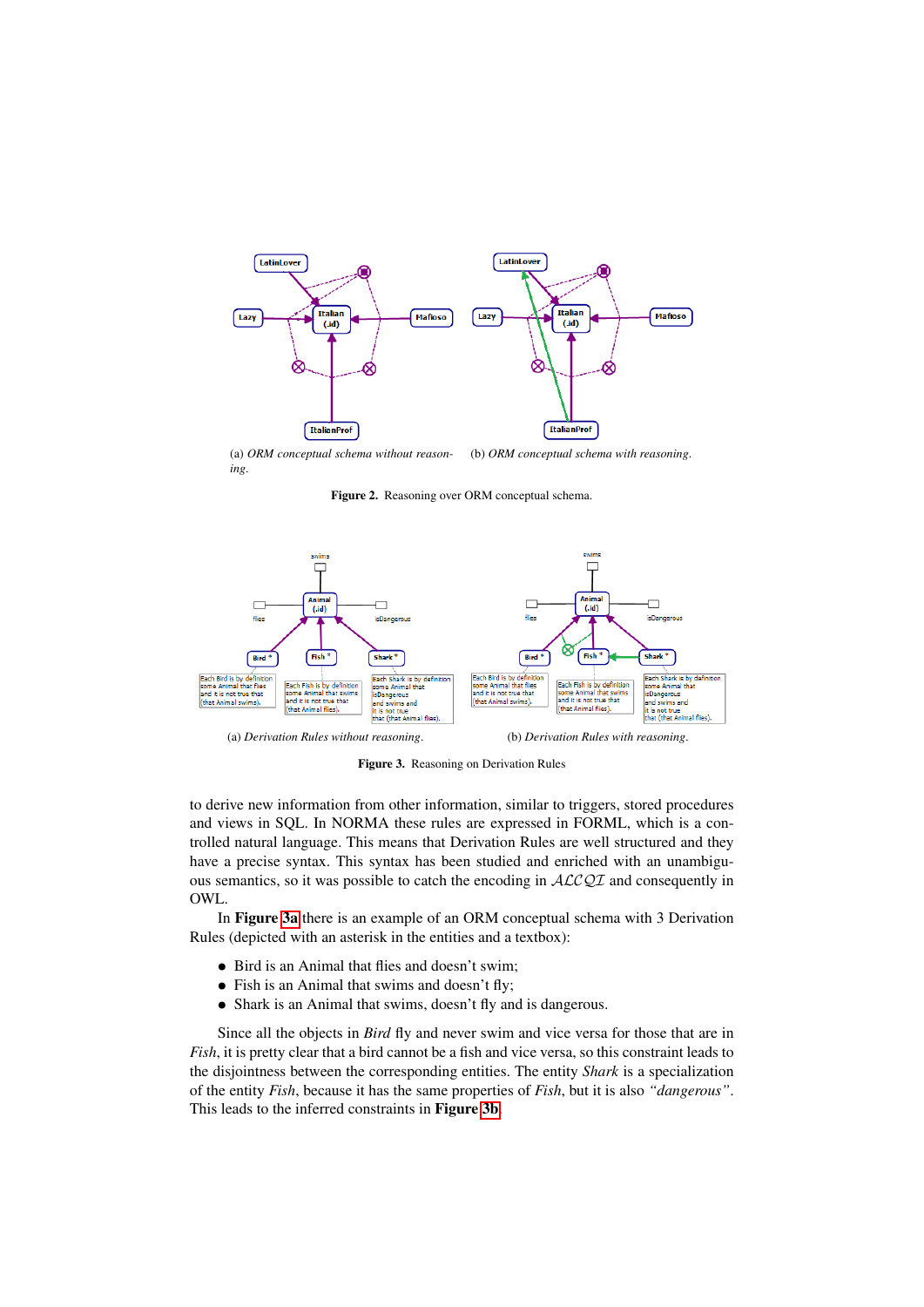(a) *ORM conceptual schema without reasoning.*

(b) *ORM conceptual schema with reasoning.*

**Figure 2.** Reasoning over ORM conceptual schema.

(a) *Derivation Rules without reasoning.*

(b) *Derivation Rules with reasoning.*

**Figure 3.** Reasoning on Derivation Rules

to derive new information from other information, similar to triggers, stored procedures and views in SQL. In NORMA these rules are expressed in FORML, which is a controlled natural language. This means that Derivation Rules are well structured and they have a precise syntax. This syntax has been studied and enriched with an unambiguous semantics, so it was possible to catch the encoding in $\mathcal{ALCQI}$ and consequently in OWL.

In **Figure 3a** there is an example of an ORM conceptual schema with 3 Derivation Rules (depicted with an asterisk in the entities and a textbox):

- Bird is an Animal that flies and doesn't swim;
- Fish is an Animal that swims and doesn't fly;
- Shark is an Animal that swims, doesn't fly and is dangerous.

Since all the objects in *Bird* fly and never swim and vice versa for those that are in *Fish*, it is pretty clear that a bird cannot be a fish and vice versa, so this constraint leads to the disjointness between the corresponding entities. The entity *Shark* is a specialization of the entity *Fish*, because it has the same properties of *Fish*, but it is also *"dangerous"*. This leads to the inferred constraints in **Figure 3b**.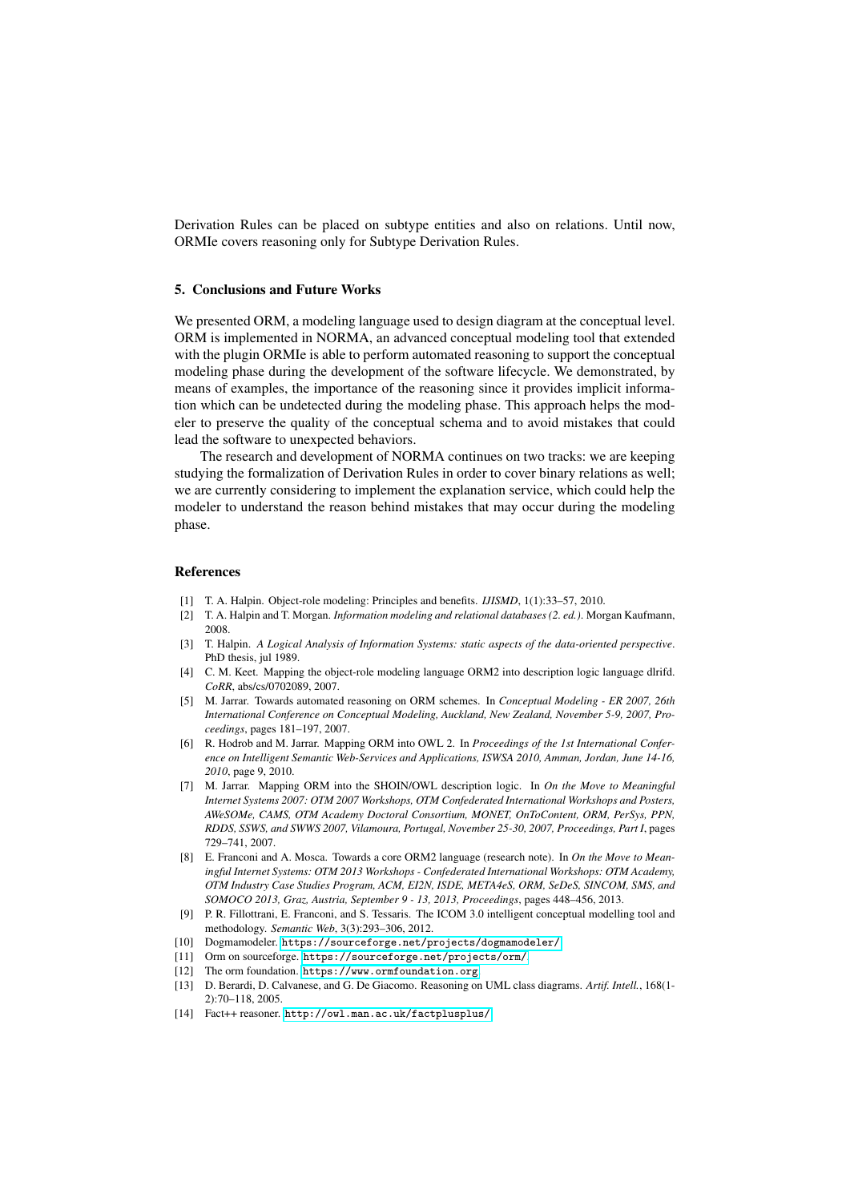Derivation Rules can be placed on subtype entities and also on relations. Until now, ORMIe covers reasoning only for Subtype Derivation Rules.

## 5. Conclusions and Future Works

We presented ORM, a modeling language used to design diagram at the conceptual level. ORM is implemented in NORMA, an advanced conceptual modeling tool that extended with the plugin ORMIe is able to perform automated reasoning to support the conceptual modeling phase during the development of the software lifecycle. We demonstrated, by means of examples, the importance of the reasoning since it provides implicit information which can be undetected during the modeling phase. This approach helps the modeler to preserve the quality of the conceptual schema and to avoid mistakes that could lead the software to unexpected behaviors.

The research and development of NORMA continues on two tracks: we are keeping studying the formalization of Derivation Rules in order to cover binary relations as well; we are currently considering to implement the explanation service, which could help the modeler to understand the reason behind mistakes that may occur during the modeling phase.

## References

[1] T. A. Halpin. Object-role modeling: Principles and benefits. *IJISMD*, 1(1):33–57, 2010.

[2] T. A. Halpin and T. Morgan. *Information modeling and relational databases (2. ed.)*. Morgan Kaufmann, 2008.

[3] T. Halpin. *A Logical Analysis of Information Systems: static aspects of the data-oriented perspective*. PhD thesis, jul 1989.

[4] C. M. Keet. Mapping the object-role modeling language ORM2 into description logic language dlrifd. *CoRR*, abs/cs/0702089, 2007.

[5] M. Jarrar. Towards automated reasoning on ORM schemes. In *Conceptual Modeling - ER 2007, 26th International Conference on Conceptual Modeling, Auckland, New Zealand, November 5-9, 2007, Proceedings*, pages 181–197, 2007.

[6] R. Hodrob and M. Jarrar. Mapping ORM into OWL 2. In *Proceedings of the 1st International Conference on Intelligent Semantic Web-Services and Applications, ISWSA 2010, Amman, Jordan, June 14-16, 2010*, page 9, 2010.

[7] M. Jarrar. Mapping ORM into the SHOIN/OWL description logic. In *On the Move to Meaningful Internet Systems 2007: OTM 2007 Workshops, OTM Confederated International Workshops and Posters, AWeSOMe, CAMS, OTM Academy Doctoral Consortium, MONET, OnToContent, ORM, PerSys, PPN, RDDS, SSWS, and SWWS 2007, Vilamoura, Portugal, November 25-30, 2007, Proceedings, Part I*, pages 729–741, 2007.

[8] E. Franconi and A. Mosca. Towards a core ORM2 language (research note). In *On the Move to Meaningful Internet Systems: OTM 2013 Workshops - Confederated International Workshops: OTM Academy, OTM Industry Case Studies Program, ACM, EI2N, ISDE, META4eS, ORM, SeDeS, SINCOM, SMS, and SOMOCO 2013, Graz, Austria, September 9 - 13, 2013, Proceedings*, pages 448–456, 2013.

[9] P. R. Fillottrani, E. Franconi, and S. Tessaris. The ICOM 3.0 intelligent conceptual modelling tool and methodology. *Semantic Web*, 3(3):293–306, 2012.

[10] Dogmamodeler. https://sourceforge.net/projects/dogmamodeler/

[11] Orm on sourceforge. https://sourceforge.net/projects/orm/

[12] The orm foundation. https://www.ormfoundation.org

[13] D. Berardi, D. Calvanese, and G. De Giacomo. Reasoning on UML class diagrams. *Artif. Intell.*, 168(1-2):70–118, 2005.

[14] Fact++ reasoner. http://owl.man.ac.uk/factplusplus/